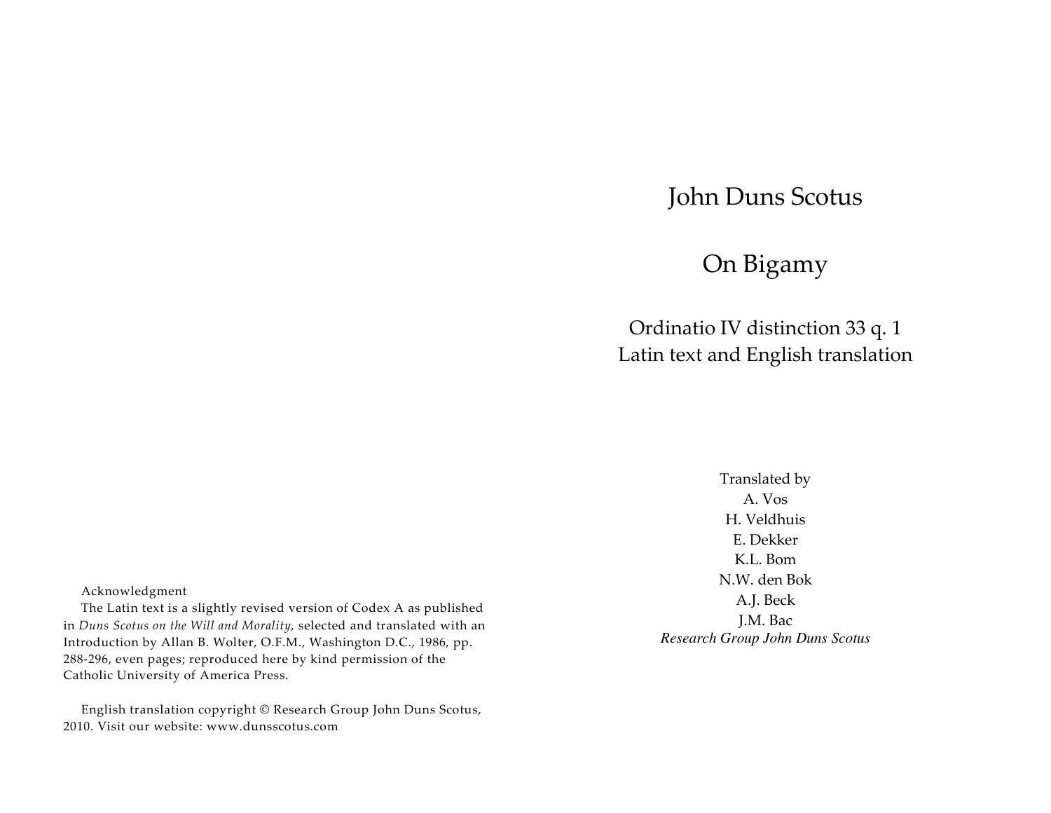# John Duns Scotus

## On Bigamy

### Ordinatio IV distinction 33 q. 1
### Latin text and English translation

Translated by
A. Vos
H. Veldhuis
E. Dekker
K.L. Bom
N.W. den Bok
A.J. Beck
J.M. Bac
*Research Group John Duns Scotus*

Acknowledgment

The Latin text is a slightly revised version of Codex A as published in *Duns Scotus on the Will and Morality*, selected and translated with an Introduction by Allan B. Wolter, O.F.M., Washington D.C., 1986, pp. 288-296, even pages; reproduced here by kind permission of the Catholic University of America Press.

English translation copyright © Research Group John Duns Scotus, 2010. Visit our website: www.dunsscotus.com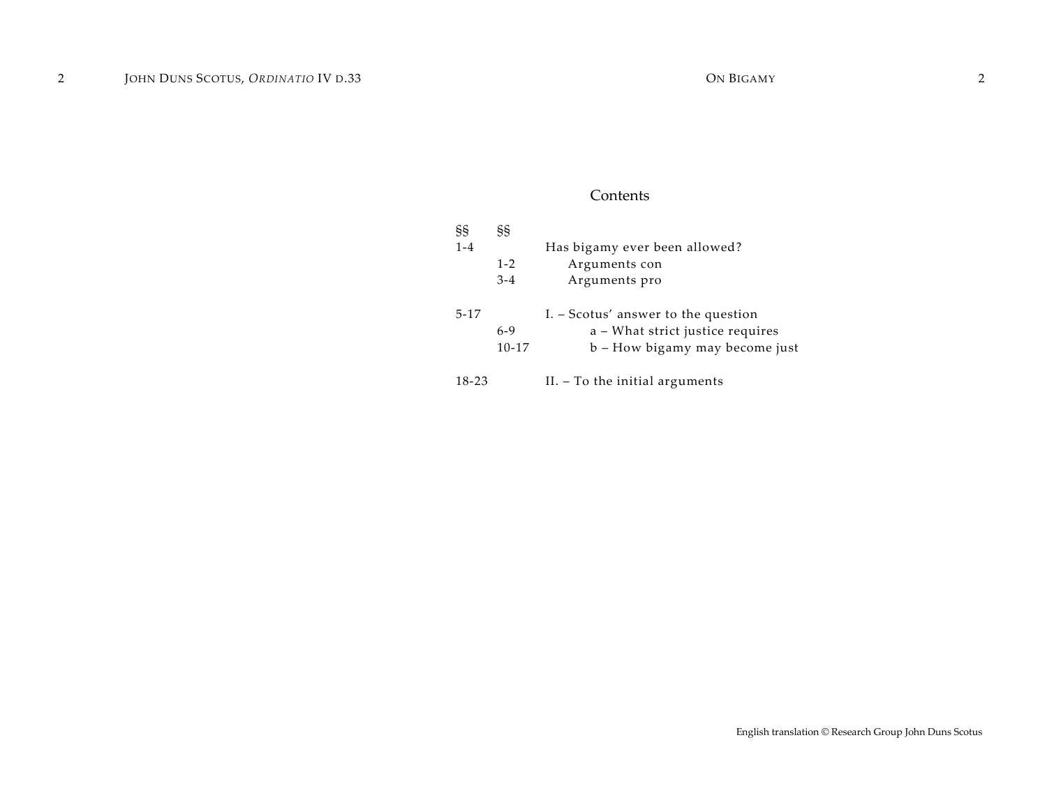## Contents

| §§ | §§ | |
|---|---|---|
| 1-4 | | Has bigamy ever been allowed? |
| | 1-2 | Arguments con |
| | 3-4 | Arguments pro |
| 5-17 | | I. – Scotus' answer to the question |
| | 6-9 | a – What strict justice requires |
| | 10-17 | b – How bigamy may become just |
| 18-23 | | II. – To the initial arguments |

English translation © Research Group John Duns Scotus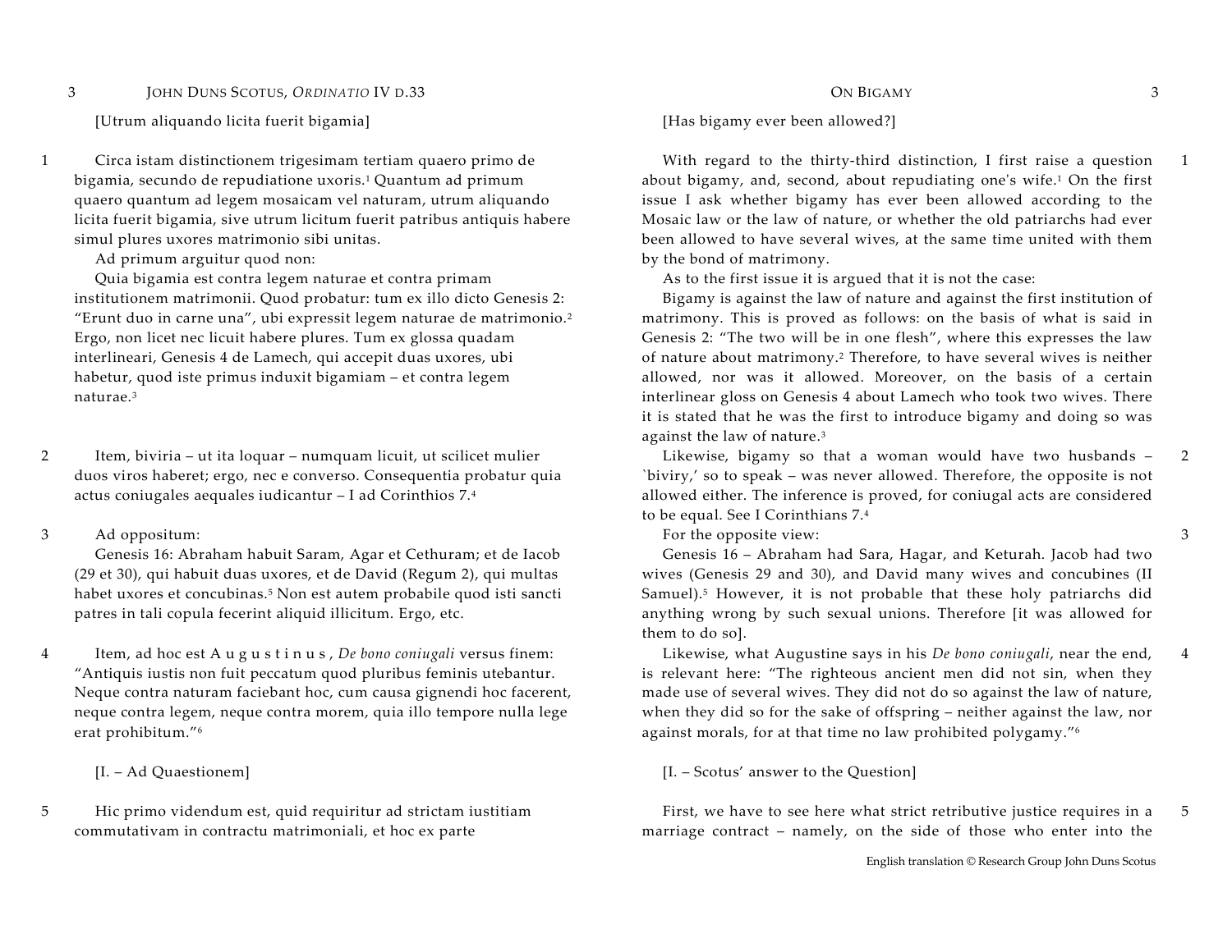[Utrum aliquando licita fuerit bigamia]

1 Circa istam distinctionem trigesimam tertiam quaero primo de bigamia, secundo de repudiatione uxoris.[1] Quantum ad primum quaero quantum ad legem mosaicam vel naturam, utrum aliquando licita fuerit bigamia, sive utrum licitum fuerit patribus antiquis habere simul plures uxores matrimonio sibi unitas.

Ad primum arguitur quod non:

Quia bigamia est contra legem naturae et contra primam institutionem matrimonii. Quod probatur: tum ex illo dicto Genesis 2: "Erunt duo in carne una", ubi expressit legem naturae de matrimonio.[2] Ergo, non licet nec licuit habere plures. Tum ex glossa quadam interlineari, Genesis 4 de Lamech, qui accepit duas uxores, ubi habetur, quod iste primus induxit bigamiam – et contra legem naturae.[3]

2 Item, biviria – ut ita loquar – numquam licuit, ut scilicet mulier duos viros haberet; ergo, nec e converso. Consequentia probatur quia actus coniugales aequales iudicantur – I ad Corinthios 7.[4]

3 Ad oppositum:

Genesis 16: Abraham habuit Saram, Agar et Cethuram; et de Iacob (29 et 30), qui habuit duas uxores, et de David (Regum 2), qui multas habet uxores et concubinas.[5] Non est autem probabile quod isti sancti patres in tali copula fecerint aliquid illicitum. Ergo, etc.

4 Item, ad hoc est Augustinus, *De bono coniugali* versus finem: "Antiquis iustis non fuit peccatum quod pluribus feminis utebantur. Neque contra naturam faciebant hoc, cum causa gignendi hoc facerent, neque contra legem, neque contra morem, quia illo tempore nulla lege erat prohibitum."[6]

[I. – Ad Quaestionem]

5 Hic primo videndum est, quid requiritur ad strictam iustitiam commutativam in contractu matrimoniali, et hoc ex parte

[Has bigamy ever been allowed?]

1 With regard to the thirty-third distinction, I first raise a question about bigamy, and, second, about repudiating one's wife.[1] On the first issue I ask whether bigamy has ever been allowed according to the Mosaic law or the law of nature, or whether the old patriarchs had ever been allowed to have several wives, at the same time united with them by the bond of matrimony.

As to the first issue it is argued that it is not the case:

Bigamy is against the law of nature and against the first institution of matrimony. This is proved as follows: on the basis of what is said in Genesis 2: "The two will be in one flesh", where this expresses the law of nature about matrimony.[2] Therefore, to have several wives is neither allowed, nor was it allowed. Moreover, on the basis of a certain interlinear gloss on Genesis 4 about Lamech who took two wives. There it is stated that he was the first to introduce bigamy and doing so was against the law of nature.[3]

2 Likewise, bigamy so that a woman would have two husbands – `biviry,' so to speak – was never allowed. Therefore, the opposite is not allowed either. The inference is proved, for coniugal acts are considered to be equal. See I Corinthians 7.[4]

3 For the opposite view:

Genesis 16 – Abraham had Sara, Hagar, and Keturah. Jacob had two wives (Genesis 29 and 30), and David many wives and concubines (II Samuel).[5] However, it is not probable that these holy patriarchs did anything wrong by such sexual unions. Therefore [it was allowed for them to do so].

4 Likewise, what Augustine says in his *De bono coniugali*, near the end, is relevant here: "The righteous ancient men did not sin, when they made use of several wives. They did not do so against the law of nature, when they did so for the sake of offspring – neither against the law, nor against morals, for at that time no law prohibited polygamy."[6]

[I. – Scotus' answer to the Question]

5 First, we have to see here what strict retributive justice requires in a marriage contract – namely, on the side of those who enter into the

English translation © Research Group John Duns Scotus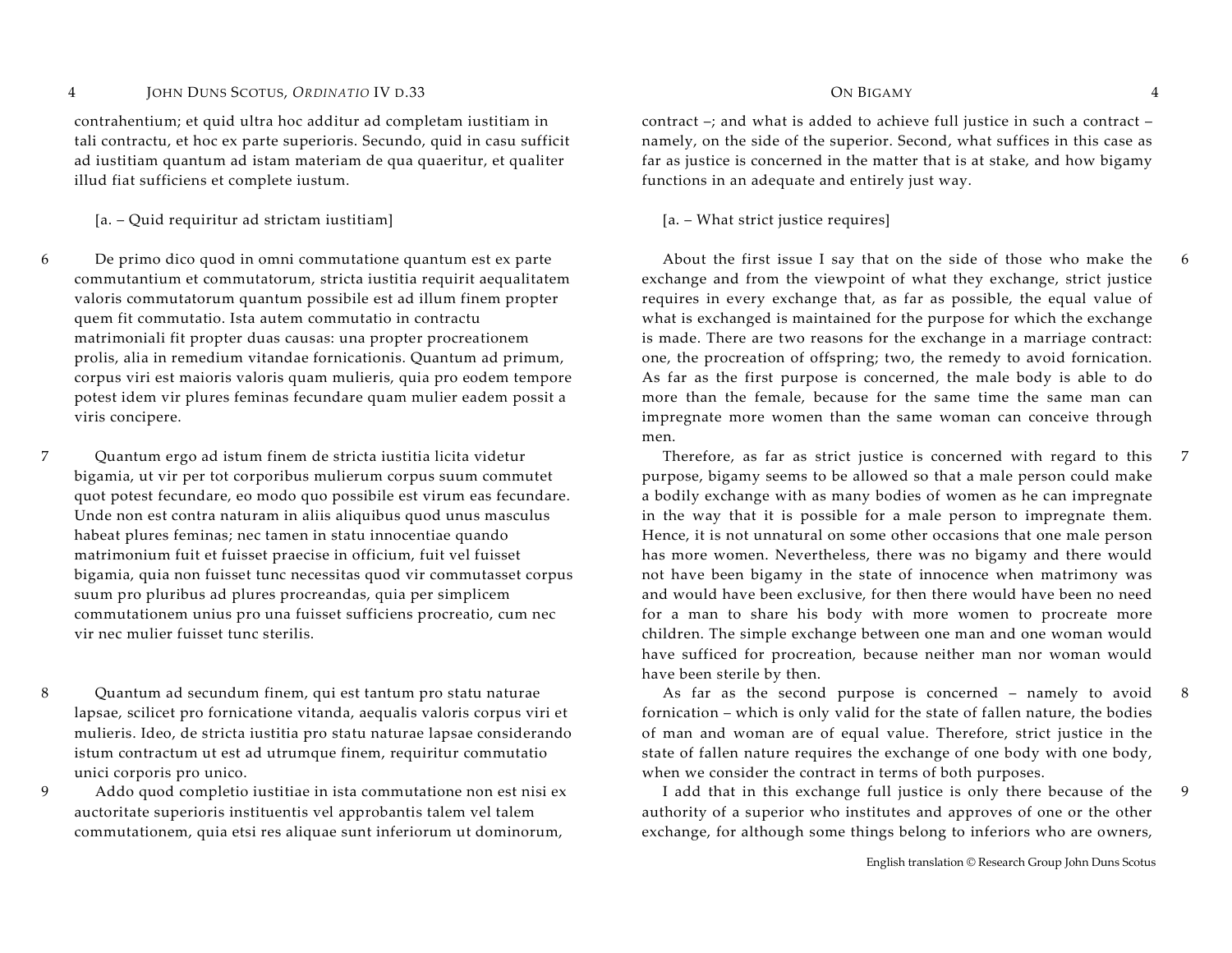contrahentium; et quid ultra hoc additur ad completam iustitiam in tali contractu, et hoc ex parte superioris. Secundo, quid in casu sufficit ad iustitiam quantum ad istam materiam de qua quaeritur, et qualiter illud fiat sufficiens et complete iustum.

[a. – Quid requiritur ad strictam iustitiam]

6 De primo dico quod in omni commutatione quantum est ex parte commutantium et commutatorum, stricta iustitia requirit aequalitatem valoris commutatorum quantum possibile est ad illum finem propter quem fit commutatio. Ista autem commutatio in contractu matrimoniali fit propter duas causas: una propter procreationem prolis, alia in remedium vitandae fornicationis. Quantum ad primum, corpus viri est maioris valoris quam mulieris, quia pro eodem tempore potest idem vir plures feminas fecundare quam mulier eadem possit a viris concipere.

7 Quantum ergo ad istum finem de stricta iustitia licita videtur bigamia, ut vir per tot corporibus mulierum corpus suum commutet quot potest fecundare, eo modo quo possibile est virum eas fecundare. Unde non est contra naturam in aliis aliquibus quod unus masculus habeat plures feminas; nec tamen in statu innocentiae quando matrimonium fuit et fuisset praecise in officium, fuit vel fuisset bigamia, quia non fuisset tunc necessitas quod vir commutasset corpus suum pro pluribus ad plures procreandas, quia per simplicem commutationem unius pro una fuisset sufficiens procreatio, cum nec vir nec mulier fuisset tunc sterilis.

8 Quantum ad secundum finem, qui est tantum pro statu naturae lapsae, scilicet pro fornicatione vitanda, aequalis valoris corpus viri et mulieris. Ideo, de stricta iustitia pro statu naturae lapsae considerando istum contractum ut est ad utrumque finem, requiritur commutatio unici corporis pro unico.

9 Addo quod completio iustitiae in ista commutatione non est nisi ex auctoritate superioris instituentis vel approbantis talem vel talem commutationem, quia etsi res aliquae sunt inferiorum ut dominorum,

contract –; and what is added to achieve full justice in such a contract – namely, on the side of the superior. Second, what suffices in this case as far as justice is concerned in the matter that is at stake, and how bigamy functions in an adequate and entirely just way.

[a. – What strict justice requires]

6 About the first issue I say that on the side of those who make the exchange and from the viewpoint of what they exchange, strict justice requires in every exchange that, as far as possible, the equal value of what is exchanged is maintained for the purpose for which the exchange is made. There are two reasons for the exchange in a marriage contract: one, the procreation of offspring; two, the remedy to avoid fornication. As far as the first purpose is concerned, the male body is able to do more than the female, because for the same time the same man can impregnate more women than the same woman can conceive through men.

7 Therefore, as far as strict justice is concerned with regard to this purpose, bigamy seems to be allowed so that a male person could make a bodily exchange with as many bodies of women as he can impregnate in the way that it is possible for a male person to impregnate them. Hence, it is not unnatural on some other occasions that one male person has more women. Nevertheless, there was no bigamy and there would not have been bigamy in the state of innocence when matrimony was and would have been exclusive, for then there would have been no need for a man to share his body with more women to procreate more children. The simple exchange between one man and one woman would have sufficed for procreation, because neither man nor woman would have been sterile by then.

8 As far as the second purpose is concerned – namely to avoid fornication – which is only valid for the state of fallen nature, the bodies of man and woman are of equal value. Therefore, strict justice in the state of fallen nature requires the exchange of one body with one body, when we consider the contract in terms of both purposes.

9 I add that in this exchange full justice is only there because of the authority of a superior who institutes and approves of one or the other exchange, for although some things belong to inferiors who are owners,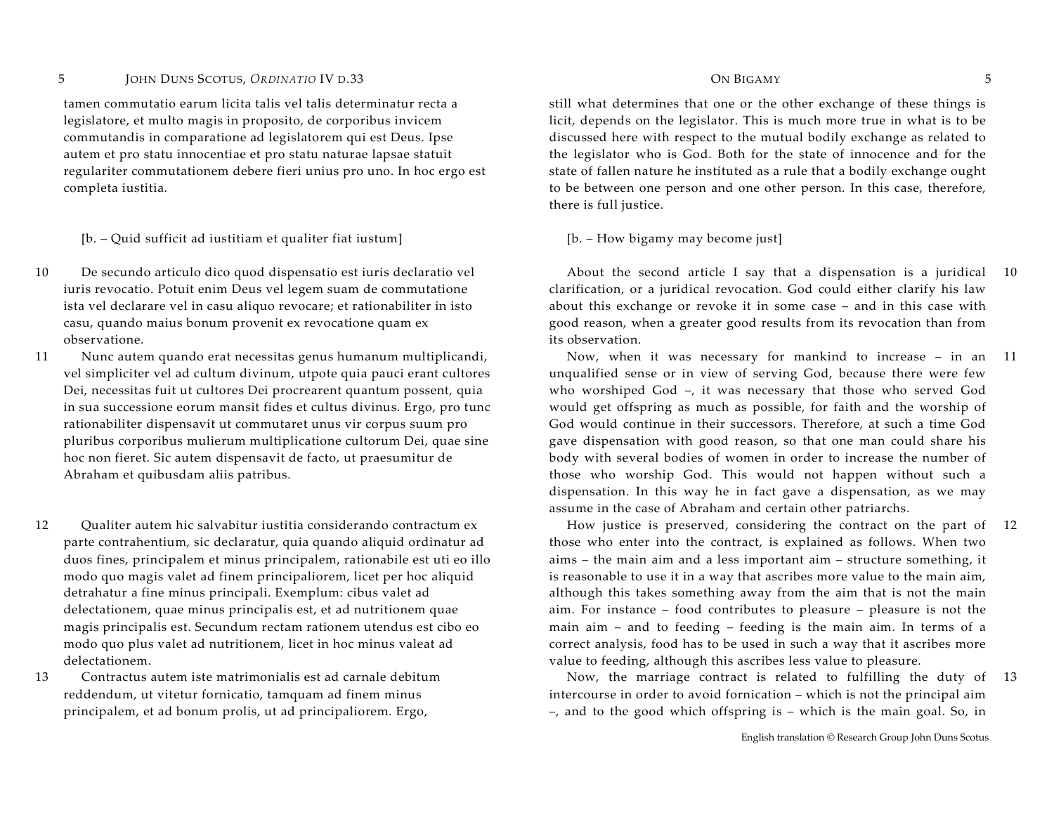tamen commutatio earum licita talis vel talis determinatur recta a legislatore, et multo magis in proposito, de corporibus invicem commutandis in comparatione ad legislatorem qui est Deus. Ipse autem et pro statu innocentiae et pro statu naturae lapsae statuit regulariter commutationem debere fieri unius pro uno. In hoc ergo est completa iustitia.

[b. – Quid sufficit ad iustitiam et qualiter fiat iustum]

10 De secundo articulo dico quod dispensatio est iuris declaratio vel iuris revocatio. Potuit enim Deus vel legem suam de commutatione ista vel declarare vel in casu aliquo revocare; et rationabiliter in isto casu, quando maius bonum provenit ex revocatione quam ex observatione.

11 Nunc autem quando erat necessitas genus humanum multiplicandi, vel simpliciter vel ad cultum divinum, utpote quia pauci erant cultores Dei, necessitas fuit ut cultores Dei procrearent quantum possent, quia in sua successione eorum mansit fides et cultus divinus. Ergo, pro tunc rationabiliter dispensavit ut commutaret unus vir corpus suum pro pluribus corporibus mulierum multiplicatione cultorum Dei, quae sine hoc non fieret. Sic autem dispensavit de facto, ut praesumitur de Abraham et quibusdam aliis patribus.

12 Qualiter autem hic salvabitur iustitia considerando contractum ex parte contrahentium, sic declaratur, quia quando aliquid ordinatur ad duos fines, principalem et minus principalem, rationabile est uti eo illo modo quo magis valet ad finem principaliorem, licet per hoc aliquid detrahatur a fine minus principali. Exemplum: cibus valet ad delectationem, quae minus principalis est, et ad nutritionem quae magis principalis est. Secundum rectam rationem utendus est cibo eo modo quo plus valet ad nutritionem, licet in hoc minus valeat ad delectationem.

13 Contractus autem iste matrimonialis est ad carnale debitum reddendum, ut vitetur fornicatio, tamquam ad finem minus principalem, et ad bonum prolis, ut ad principaliorem. Ergo,

---

still what determines that one or the other exchange of these things is licit, depends on the legislator. This is much more true in what is to be discussed here with respect to the mutual bodily exchange as related to the legislator who is God. Both for the state of innocence and for the state of fallen nature he instituted as a rule that a bodily exchange ought to be between one person and one other person. In this case, therefore, there is full justice.

[b. – How bigamy may become just]

10 About the second article I say that a dispensation is a juridical clarification, or a juridical revocation. God could either clarify his law about this exchange or revoke it in some case – and in this case with good reason, when a greater good results from its revocation than from its observation.

11 Now, when it was necessary for mankind to increase – in an unqualified sense or in view of serving God, because there were few who worshiped God –, it was necessary that those who served God would get offspring as much as possible, for faith and the worship of God would continue in their successors. Therefore, at such a time God gave dispensation with good reason, so that one man could share his body with several bodies of women in order to increase the number of those who worship God. This would not happen without such a dispensation. In this way he in fact gave a dispensation, as we may assume in the case of Abraham and certain other patriarchs.

12 How justice is preserved, considering the contract on the part of those who enter into the contract, is explained as follows. When two aims – the main aim and a less important aim – structure something, it is reasonable to use it in a way that ascribes more value to the main aim, although this takes something away from the aim that is not the main aim. For instance – food contributes to pleasure – pleasure is not the main aim – and to feeding – feeding is the main aim. In terms of a correct analysis, food has to be used in such a way that it ascribes more value to feeding, although this ascribes less value to pleasure.

13 Now, the marriage contract is related to fulfilling the duty of intercourse in order to avoid fornication – which is not the principal aim –, and to the good which offspring is – which is the main goal. So, in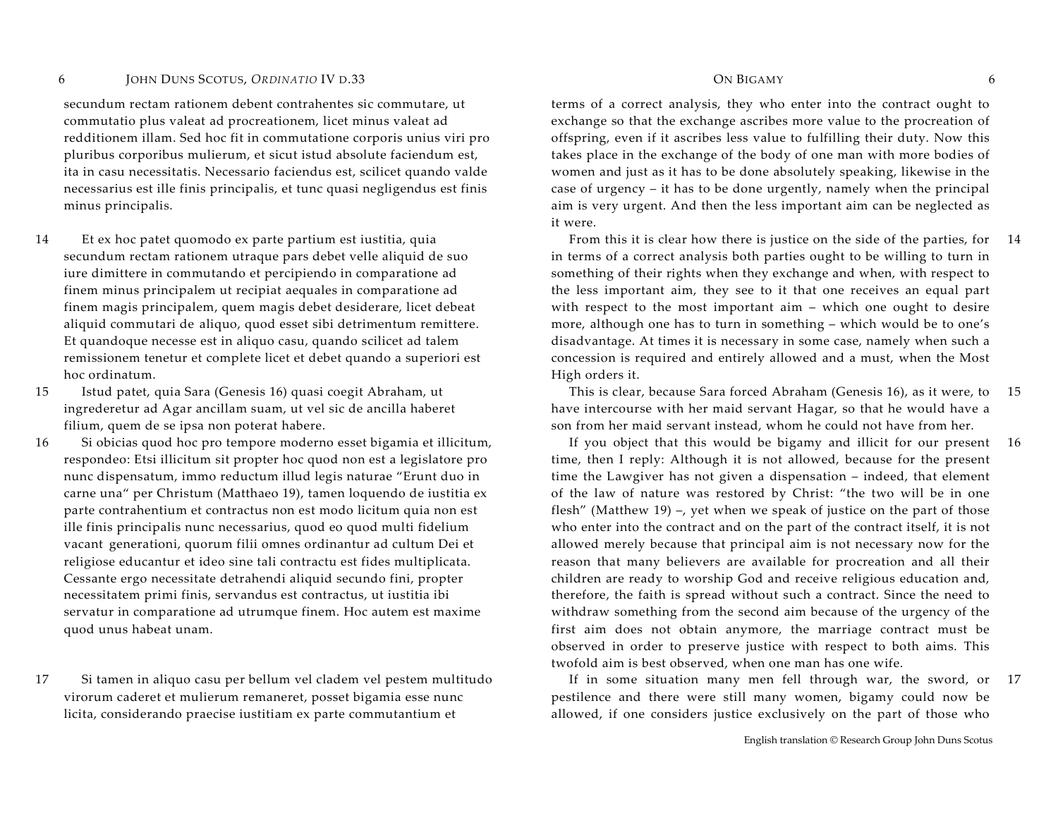secundum rectam rationem debent contrahentes sic commutare, ut commutatio plus valeat ad procreationem, licet minus valeat ad redditionem illam. Sed hoc fit in commutatione corporis unius viri pro pluribus corporibus mulierum, et sicut istud absolute faciendum est, ita in casu necessitatis. Necessario faciendus est, scilicet quando valde necessarius est ille finis principalis, et tunc quasi negligendus est finis minus principalis.

14 Et ex hoc patet quomodo ex parte partium est iustitia, quia secundum rectam rationem utraque pars debet velle aliquid de suo iure dimittere in commutando et percipiendo in comparatione ad finem minus principalem ut recipiat aequales in comparatione ad finem magis principalem, quem magis debet desiderare, licet debeat aliquid commutari de aliquo, quod esset sibi detrimentum remittere. Et quandoque necesse est in aliquo casu, quando scilicet ad talem remissionem tenetur et complete licet et debet quando a superiori est hoc ordinatum.

15 Istud patet, quia Sara (Genesis 16) quasi coegit Abraham, ut ingrederetur ad Agar ancillam suam, ut vel sic de ancilla haberet filium, quem de se ipsa non poterat habere.

16 Si obicias quod hoc pro tempore moderno esset bigamia et illicitum, respondeo: Etsi illicitum sit propter hoc quod non est a legislatore pro nunc dispensatum, immo reductum illud legis naturae "Erunt duo in carne una" per Christum (Matthaeo 19), tamen loquendo de iustitia ex parte contrahentium et contractus non est modo licitum quia non est ille finis principalis nunc necessarius, quod eo quod multi fidelium vacant generationi, quorum filii omnes ordinantur ad cultum Dei et religiose educantur et ideo sine tali contractu est fides multiplicata. Cessante ergo necessitate detrahendi aliquid secundo fini, propter necessitatem primi finis, servandus est contractus, ut iustitia ibi servatur in comparatione ad utrumque finem. Hoc autem est maxime quod unus habeat unam.

17 Si tamen in aliquo casu per bellum vel cladem vel pestem multitudo virorum caderet et mulierum remaneret, posset bigamia esse nunc licita, considerando praecise iustitiam ex parte commutantium et

---

terms of a correct analysis, they who enter into the contract ought to exchange so that the exchange ascribes more value to the procreation of offspring, even if it ascribes less value to fulfilling their duty. Now this takes place in the exchange of the body of one man with more bodies of women and just as it has to be done absolutely speaking, likewise in the case of urgency – it has to be done urgently, namely when the principal aim is very urgent. And then the less important aim can be neglected as it were.

14 From this it is clear how there is justice on the side of the parties, for in terms of a correct analysis both parties ought to be willing to turn in something of their rights when they exchange and when, with respect to the less important aim, they see to it that one receives an equal part with respect to the most important aim – which one ought to desire more, although one has to turn in something – which would be to one's disadvantage. At times it is necessary in some case, namely when such a concession is required and entirely allowed and a must, when the Most High orders it.

15 This is clear, because Sara forced Abraham (Genesis 16), as it were, to have intercourse with her maid servant Hagar, so that he would have a son from her maid servant instead, whom he could not have from her.

16 If you object that this would be bigamy and illicit for our present time, then I reply: Although it is not allowed, because for the present time the Lawgiver has not given a dispensation – indeed, that element of the law of nature was restored by Christ: "the two will be in one flesh" (Matthew 19) –, yet when we speak of justice on the part of those who enter into the contract and on the part of the contract itself, it is not allowed merely because that principal aim is not necessary now for the reason that many believers are available for procreation and all their children are ready to worship God and receive religious education and, therefore, the faith is spread without such a contract. Since the need to withdraw something from the second aim because of the urgency of the first aim does not obtain anymore, the marriage contract must be observed in order to preserve justice with respect to both aims. This twofold aim is best observed, when one man has one wife.

17 If in some situation many men fell through war, the sword, or pestilence and there were still many women, bigamy could now be allowed, if one considers justice exclusively on the part of those who

English translation © Research Group John Duns Scotus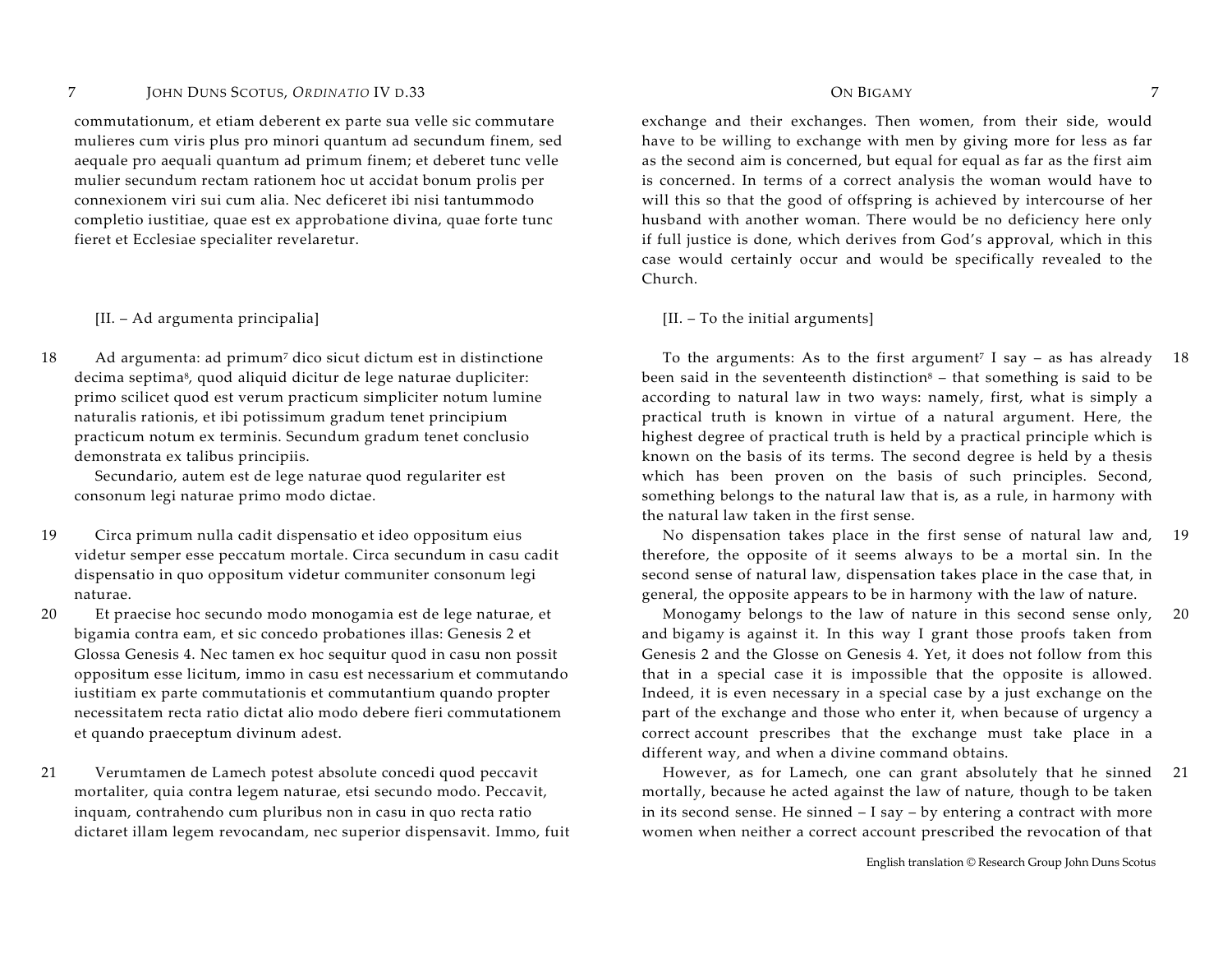commutationum, et etiam deberent ex parte sua velle sic commutare mulieres cum viris plus pro minori quantum ad secundum finem, sed aequale pro aequali quantum ad primum finem; et deberet tunc velle mulier secundum rectam rationem hoc ut accidat bonum prolis per connexionem viri sui cum alia. Nec deficeret ibi nisi tantummodo completio iustitiae, quae est ex approbatione divina, quae forte tunc fieret et Ecclesiae specialiter revelaretur.

exchange and their exchanges. Then women, from their side, would have to be willing to exchange with men by giving more for less as far as the second aim is concerned, but equal for equal as far as the first aim is concerned. In terms of a correct analysis the woman would have to will this so that the good of offspring is achieved by intercourse of her husband with another woman. There would be no deficiency here only if full justice is done, which derives from God's approval, which in this case would certainly occur and would be specifically revealed to the Church.

[II. – Ad argumenta principalia]

[II. – To the initial arguments]

18 Ad argumenta: ad primum[7] dico sicut dictum est in distinctione decima septima[8], quod aliquid dicitur de lege naturae dupliciter: primo scilicet quod est verum practicum simpliciter notum lumine naturalis rationis, et ibi potissimum gradum tenet principium practicum notum ex terminis. Secundum gradum tenet conclusio demonstrata ex talibus principiis.

Secundario, autem est de lege naturae quod regulariter est consonum legi naturae primo modo dictae.

18 To the arguments: As to the first argument[7] I say – as has already been said in the seventeenth distinction[8] – that something is said to be according to natural law in two ways: namely, first, what is simply a practical truth is known in virtue of a natural argument. Here, the highest degree of practical truth is held by a practical principle which is known on the basis of its terms. The second degree is held by a thesis which has been proven on the basis of such principles. Second, something belongs to the natural law that is, as a rule, in harmony with the natural law taken in the first sense.

19 Circa primum nulla cadit dispensatio et ideo oppositum eius videtur semper esse peccatum mortale. Circa secundum in casu cadit dispensatio in quo oppositum videtur communiter consonum legi naturae.

19 No dispensation takes place in the first sense of natural law and, therefore, the opposite of it seems always to be a mortal sin. In the second sense of natural law, dispensation takes place in the case that, in general, the opposite appears to be in harmony with the law of nature.

20 Et praecise hoc secundo modo monogamia est de lege naturae, et bigamia contra eam, et sic concedo probationes illas: Genesis 2 et Glossa Genesis 4. Nec tamen ex hoc sequitur quod in casu non possit oppositum esse licitum, immo in casu est necessarium et commutando iustitiam ex parte commutationis et commutantium quando propter necessitatem recta ratio dictat alio modo debere fieri commutationem et quando praeceptum divinum adest.

20 Monogamy belongs to the law of nature in this second sense only, and bigamy is against it. In this way I grant those proofs taken from Genesis 2 and the Glosse on Genesis 4. Yet, it does not follow from this that in a special case it is impossible that the opposite is allowed. Indeed, it is even necessary in a special case by a just exchange on the part of the exchange and those who enter it, when because of urgency a correct account prescribes that the exchange must take place in a different way, and when a divine command obtains.

21 Verumtamen de Lamech potest absolute concedi quod peccavit mortaliter, quia contra legem naturae, etsi secundo modo. Peccavit, inquam, contrahendo cum pluribus non in casu in quo recta ratio dictaret illam legem revocandam, nec superior dispensavit. Immo, fuit

21 However, as for Lamech, one can grant absolutely that he sinned mortally, because he acted against the law of nature, though to be taken in its second sense. He sinned – I say – by entering a contract with more women when neither a correct account prescribed the revocation of that

English translation © Research Group John Duns Scotus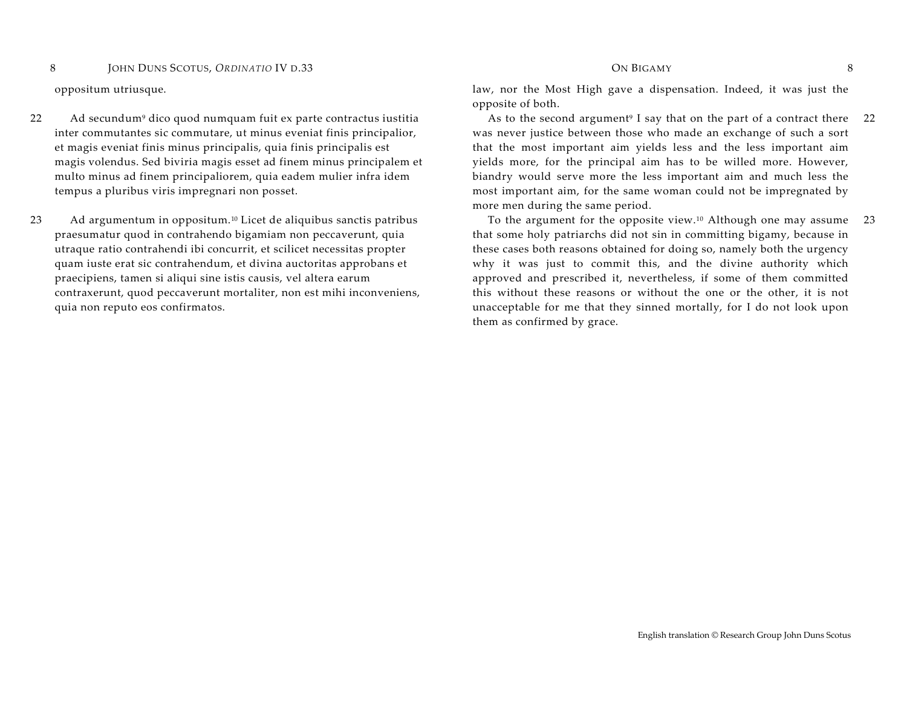oppositum utriusque.

22 Ad secundum[9] dico quod numquam fuit ex parte contractus iustitia inter commutantes sic commutare, ut minus eveniat finis principalior, et magis eveniat finis minus principalis, quia finis principalis est magis volendus. Sed biviria magis esset ad finem minus principalem et multo minus ad finem principaliorem, quia eadem mulier infra idem tempus a pluribus viris impregnari non posset.

23 Ad argumentum in oppositum.[10] Licet de aliquibus sanctis patribus praesumatur quod in contrahendo bigamiam non peccaverunt, quia utraque ratio contrahendi ibi concurrit, et scilicet necessitas propter quam iuste erat sic contrahendum, et divina auctoritas approbans et praecipiens, tamen si aliqui sine istis causis, vel altera earum contraxerunt, quod peccaverunt mortaliter, non est mihi inconveniens, quia non reputo eos confirmatos.

law, nor the Most High gave a dispensation. Indeed, it was just the opposite of both.

22 As to the second argument[9] I say that on the part of a contract there was never justice between those who made an exchange of such a sort that the most important aim yields less and the less important aim yields more, for the principal aim has to be willed more. However, biandry would serve more the less important aim and much less the most important aim, for the same woman could not be impregnated by more men during the same period.

23 To the argument for the opposite view.[10] Although one may assume that some holy patriarchs did not sin in committing bigamy, because in these cases both reasons obtained for doing so, namely both the urgency why it was just to commit this, and the divine authority which approved and prescribed it, nevertheless, if some of them committed this without these reasons or without the one or the other, it is not unacceptable for me that they sinned mortally, for I do not look upon them as confirmed by grace.

English translation © Research Group John Duns Scotus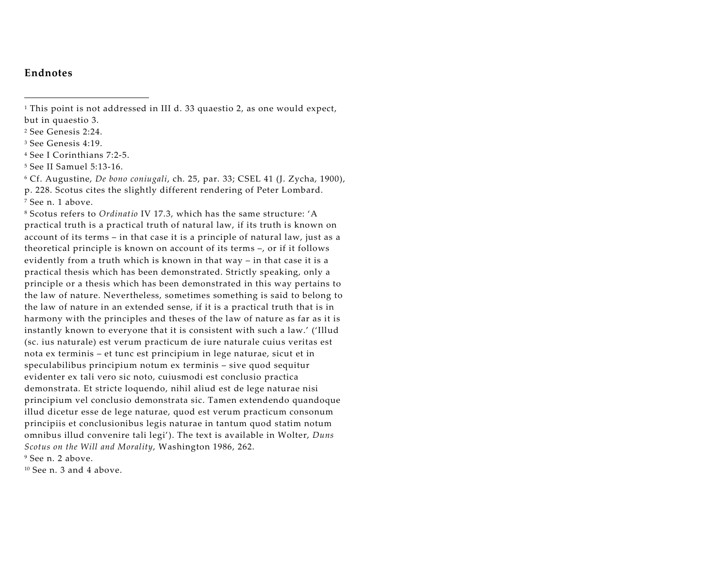## Endnotes

[1] This point is not addressed in III d. 33 quaestio 2, as one would expect, but in quaestio 3.

[2] See Genesis 2:24.

[3] See Genesis 4:19.

[4] See I Corinthians 7:2-5.

[5] See II Samuel 5:13-16.

[6] Cf. Augustine, *De bono coniugali*, ch. 25, par. 33; CSEL 41 (J. Zycha, 1900), p. 228. Scotus cites the slightly different rendering of Peter Lombard.

[7] See n. 1 above.

[8] Scotus refers to *Ordinatio* IV 17.3, which has the same structure: 'A practical truth is a practical truth of natural law, if its truth is known on account of its terms – in that case it is a principle of natural law, just as a theoretical principle is known on account of its terms –, or if it follows evidently from a truth which is known in that way – in that case it is a practical thesis which has been demonstrated. Strictly speaking, only a principle or a thesis which has been demonstrated in this way pertains to the law of nature. Nevertheless, sometimes something is said to belong to the law of nature in an extended sense, if it is a practical truth that is in harmony with the principles and theses of the law of nature as far as it is instantly known to everyone that it is consistent with such a law.' ('Illud (sc. ius naturale) est verum practicum de iure naturale cuius veritas est nota ex terminis – et tunc est principium in lege naturae, sicut et in speculabilibus principium notum ex terminis – sive quod sequitur evidenter ex tali vero sic noto, cuiusmodi est conclusio practica demonstrata. Et stricte loquendo, nihil aliud est de lege naturae nisi principium vel conclusio demonstrata sic. Tamen extendendo quandoque illud dicetur esse de lege naturae, quod est verum practicum consonum principiis et conclusionibus legis naturae in tantum quod statim notum omnibus illud convenire tali legi'). The text is available in Wolter, *Duns Scotus on the Will and Morality*, Washington 1986, 262.

[9] See n. 2 above.

[10] See n. 3 and 4 above.